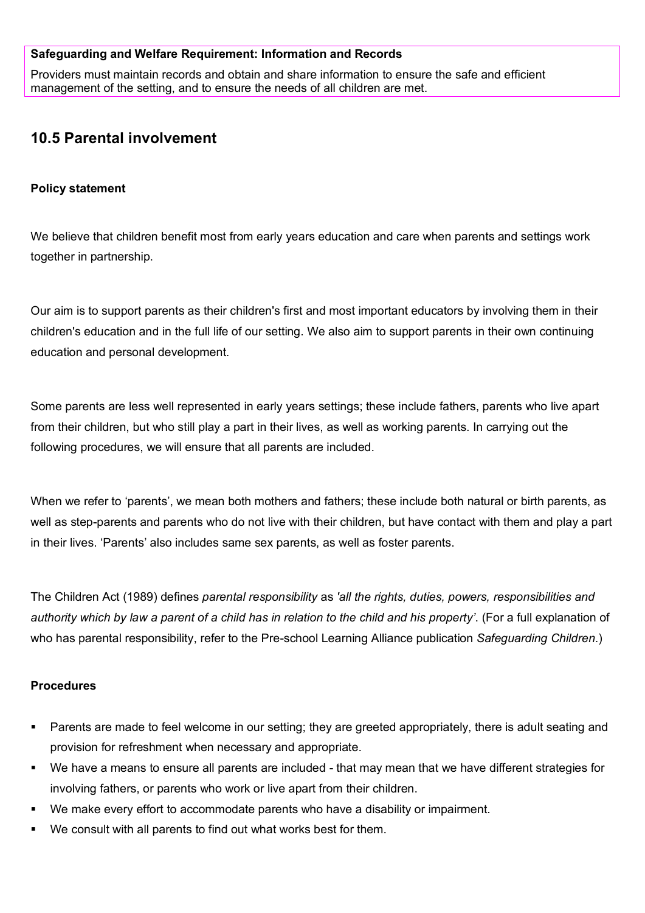**Safeguarding and Welfare Requirement: Information and Records**

Providers must maintain records and obtain and share information to ensure the safe and efficient management of the setting, and to ensure the needs of all children are met.

## 10.5 Parental involvement

**Policy statement**

We believe that children benefit most from early years education and care when parents and settings work together in partnership.

Our aim is to support parents as their children's first and most important educators by involving them in their children's education and in the full life of our setting. We also aim to support parents in their own continuing education and personal development.

Some parents are less well represented in early years settings; these include fathers, parents who live apart from their children, but who still play a part in their lives, as well as working parents. In carrying out the following procedures, we will ensure that all parents are included.

When we refer to 'parents', we mean both mothers and fathers; these include both natural or birth parents, as well as step-parents and parents who do not live with their children, but have contact with them and play a part in their lives. 'Parents' also includes same sex parents, as well as foster parents.

The Children Act (1989) defines *parental responsibility* as *'all the rights, duties, powers, responsibilities and authority which by law a parent of a child has in relation to the child and his property'*. (For a full explanation of who has parental responsibility, refer to the Pre-school Learning Alliance publication *Safeguarding Children*.)

**Procedures**

- Parents are made to feel welcome in our setting; they are greeted appropriately, there is adult seating and provision for refreshment when necessary and appropriate.
- We have a means to ensure all parents are included - that may mean that we have different strategies for involving fathers, or parents who work or live apart from their children.
- We make every effort to accommodate parents who have a disability or impairment.
- We consult with all parents to find out what works best for them.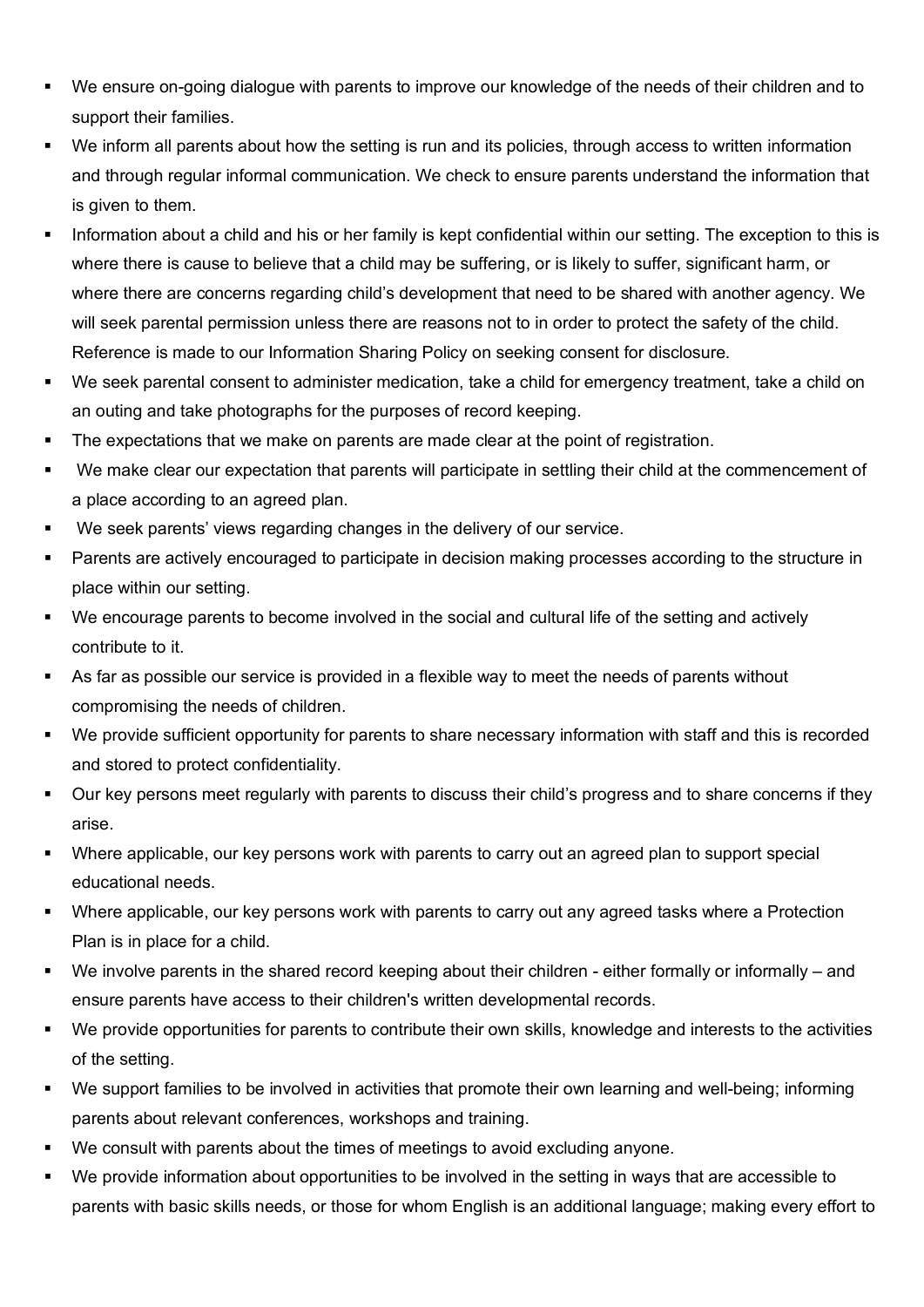- We ensure on-going dialogue with parents to improve our knowledge of the needs of their children and to support their families.
- We inform all parents about how the setting is run and its policies, through access to written information and through regular informal communication. We check to ensure parents understand the information that is given to them.
- Information about a child and his or her family is kept confidential within our setting. The exception to this is where there is cause to believe that a child may be suffering, or is likely to suffer, significant harm, or where there are concerns regarding child's development that need to be shared with another agency. We will seek parental permission unless there are reasons not to in order to protect the safety of the child. Reference is made to our Information Sharing Policy on seeking consent for disclosure.
- We seek parental consent to administer medication, take a child for emergency treatment, take a child on an outing and take photographs for the purposes of record keeping.
- The expectations that we make on parents are made clear at the point of registration.
- We make clear our expectation that parents will participate in settling their child at the commencement of a place according to an agreed plan.
- We seek parents' views regarding changes in the delivery of our service.
- Parents are actively encouraged to participate in decision making processes according to the structure in place within our setting.
- We encourage parents to become involved in the social and cultural life of the setting and actively contribute to it.
- As far as possible our service is provided in a flexible way to meet the needs of parents without compromising the needs of children.
- We provide sufficient opportunity for parents to share necessary information with staff and this is recorded and stored to protect confidentiality.
- Our key persons meet regularly with parents to discuss their child's progress and to share concerns if they arise.
- Where applicable, our key persons work with parents to carry out an agreed plan to support special educational needs.
- Where applicable, our key persons work with parents to carry out any agreed tasks where a Protection Plan is in place for a child.
- We involve parents in the shared record keeping about their children - either formally or informally – and ensure parents have access to their children's written developmental records.
- We provide opportunities for parents to contribute their own skills, knowledge and interests to the activities of the setting.
- We support families to be involved in activities that promote their own learning and well-being; informing parents about relevant conferences, workshops and training.
- We consult with parents about the times of meetings to avoid excluding anyone.
- We provide information about opportunities to be involved in the setting in ways that are accessible to parents with basic skills needs, or those for whom English is an additional language; making every effort to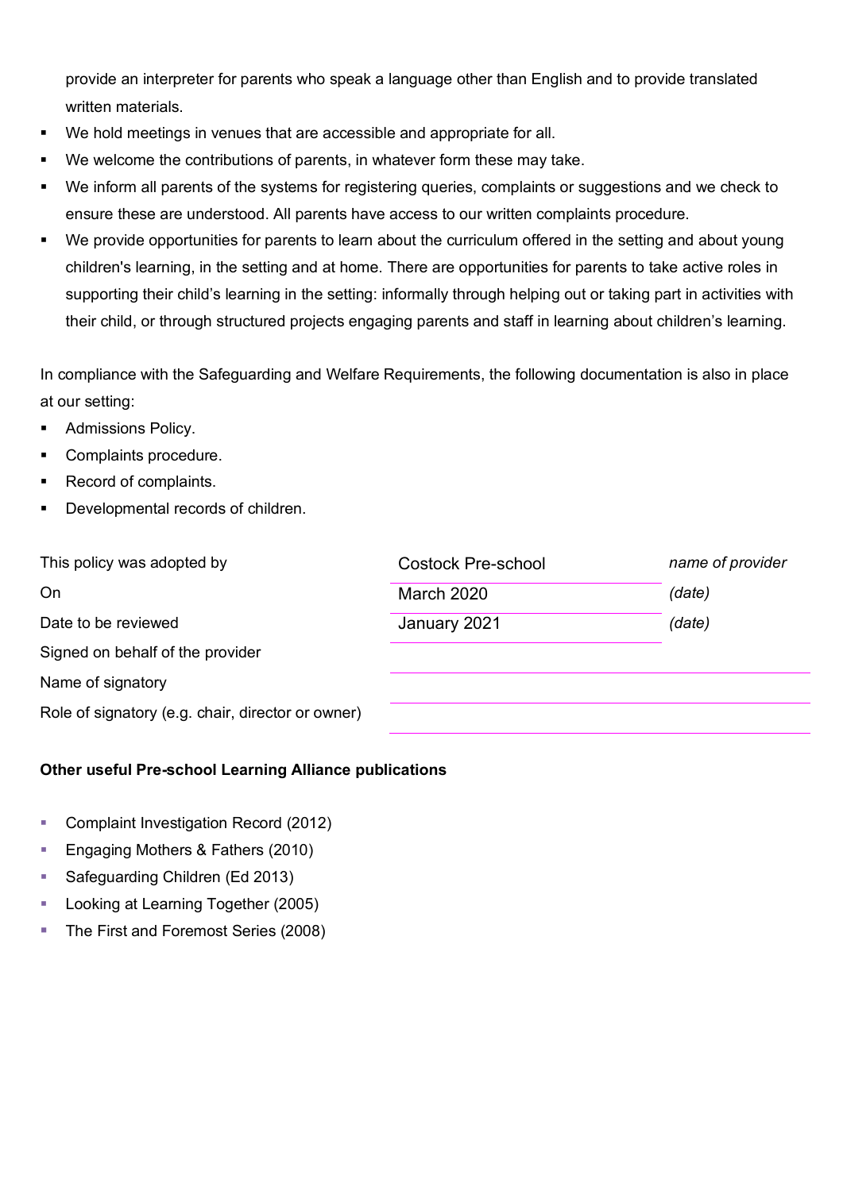provide an interpreter for parents who speak a language other than English and to provide translated written materials.

- We hold meetings in venues that are accessible and appropriate for all.
- We welcome the contributions of parents, in whatever form these may take.
- We inform all parents of the systems for registering queries, complaints or suggestions and we check to ensure these are understood. All parents have access to our written complaints procedure.
- We provide opportunities for parents to learn about the curriculum offered in the setting and about young children's learning, in the setting and at home. There are opportunities for parents to take active roles in supporting their child's learning in the setting: informally through helping out or taking part in activities with their child, or through structured projects engaging parents and staff in learning about children's learning.

In compliance with the Safeguarding and Welfare Requirements, the following documentation is also in place at our setting:

- Admissions Policy.
- Complaints procedure.
- Record of complaints.
- Developmental records of children.

| | | |
|---|---|---|
| This policy was adopted by | Costock Pre-school | *name of provider* |
| On | March 2020 | *(date)* |
| Date to be reviewed | January 2021 | *(date)* |
| Signed on behalf of the provider | | |
| Name of signatory | | |
| Role of signatory (e.g. chair, director or owner) | | |

**Other useful Pre-school Learning Alliance publications**

- Complaint Investigation Record (2012)
- Engaging Mothers & Fathers (2010)
- Safeguarding Children (Ed 2013)
- Looking at Learning Together (2005)
- The First and Foremost Series (2008)